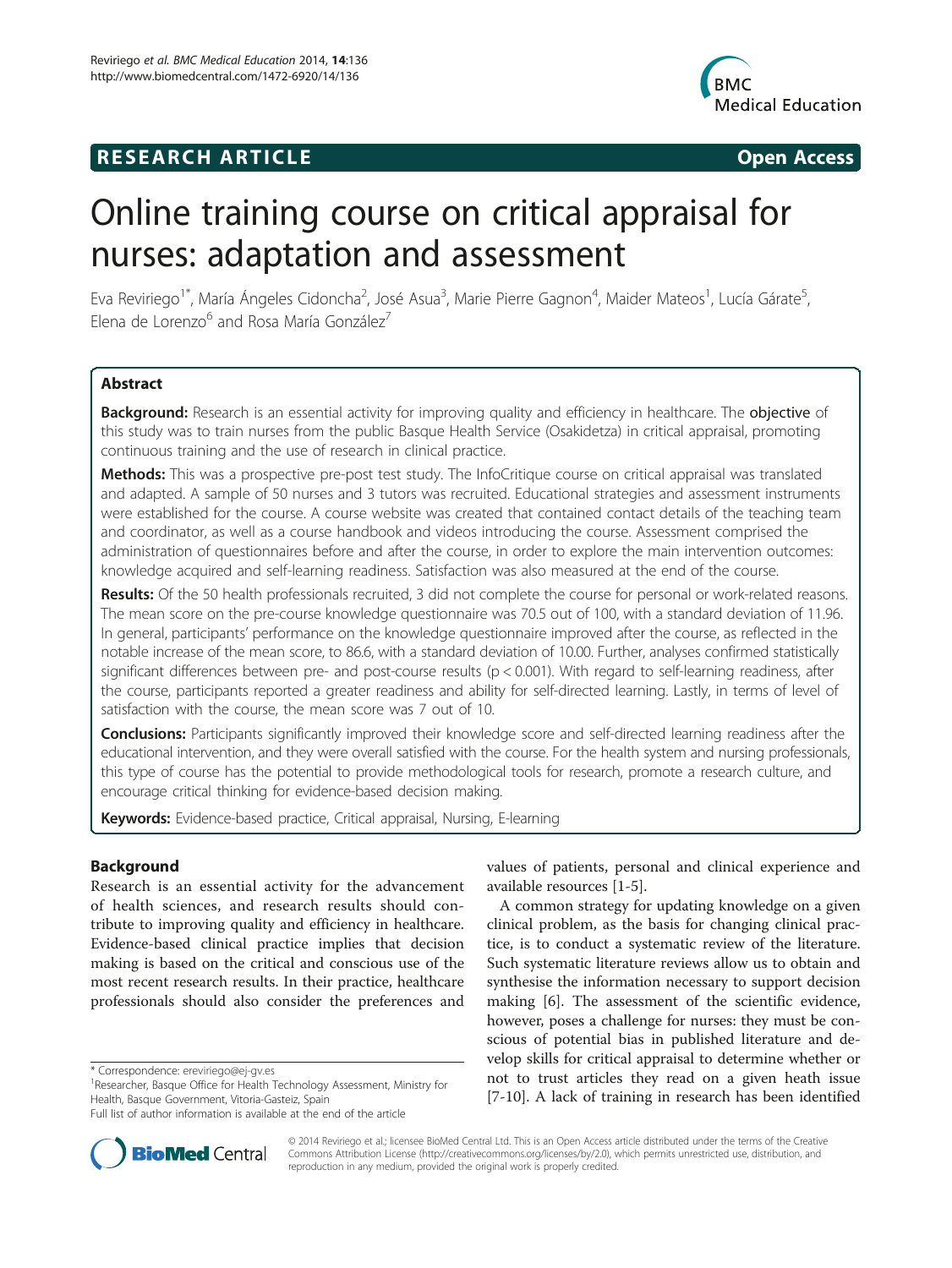**RESEARCH ARTICLE** **Open Access**

# Online training course on critical appraisal for nurses: adaptation and assessment

Eva Reviriego[1*], María Ángeles Cidoncha[2], José Asua[3], Marie Pierre Gagnon[4], Maider Mateos[1], Lucía Gárate[5], Elena de Lorenzo[6] and Rosa María González[7]

## Abstract

**Background:** Research is an essential activity for improving quality and efficiency in healthcare. The **objective** of this study was to train nurses from the public Basque Health Service (Osakidetza) in critical appraisal, promoting continuous training and the use of research in clinical practice.

**Methods:** This was a prospective pre-post test study. The InfoCritique course on critical appraisal was translated and adapted. A sample of 50 nurses and 3 tutors was recruited. Educational strategies and assessment instruments were established for the course. A course website was created that contained contact details of the teaching team and coordinator, as well as a course handbook and videos introducing the course. Assessment comprised the administration of questionnaires before and after the course, in order to explore the main intervention outcomes: knowledge acquired and self-learning readiness. Satisfaction was also measured at the end of the course.

**Results:** Of the 50 health professionals recruited, 3 did not complete the course for personal or work-related reasons. The mean score on the pre-course knowledge questionnaire was 70.5 out of 100, with a standard deviation of 11.96. In general, participants' performance on the knowledge questionnaire improved after the course, as reflected in the notable increase of the mean score, to 86.6, with a standard deviation of 10.00. Further, analyses confirmed statistically significant differences between pre- and post-course results ($p < 0.001$). With regard to self-learning readiness, after the course, participants reported a greater readiness and ability for self-directed learning. Lastly, in terms of level of satisfaction with the course, the mean score was 7 out of 10.

**Conclusions:** Participants significantly improved their knowledge score and self-directed learning readiness after the educational intervention, and they were overall satisfied with the course. For the health system and nursing professionals, this type of course has the potential to provide methodological tools for research, promote a research culture, and encourage critical thinking for evidence-based decision making.

**Keywords:** Evidence-based practice, Critical appraisal, Nursing, E-learning

## Background

Research is an essential activity for the advancement of health sciences, and research results should contribute to improving quality and efficiency in healthcare. Evidence-based clinical practice implies that decision making is based on the critical and conscious use of the most recent research results. In their practice, healthcare professionals should also consider the preferences and values of patients, personal and clinical experience and available resources [1-5].

A common strategy for updating knowledge on a given clinical problem, as the basis for changing clinical practice, is to conduct a systematic review of the literature. Such systematic literature reviews allow us to obtain and synthesise the information necessary to support decision making [6]. The assessment of the scientific evidence, however, poses a challenge for nurses: they must be conscious of potential bias in published literature and develop skills for critical appraisal to determine whether or not to trust articles they read on a given heath issue [7-10]. A lack of training in research has been identified

\* Correspondence: ereviriego@ej-gv.es
[1]Researcher, Basque Office for Health Technology Assessment, Ministry for Health, Basque Government, Vitoria-Gasteiz, Spain
Full list of author information is available at the end of the article

© 2014 Reviriego et al.; licensee BioMed Central Ltd. This is an Open Access article distributed under the terms of the Creative Commons Attribution License (http://creativecommons.org/licenses/by/2.0), which permits unrestricted use, distribution, and reproduction in any medium, provided the original work is properly credited.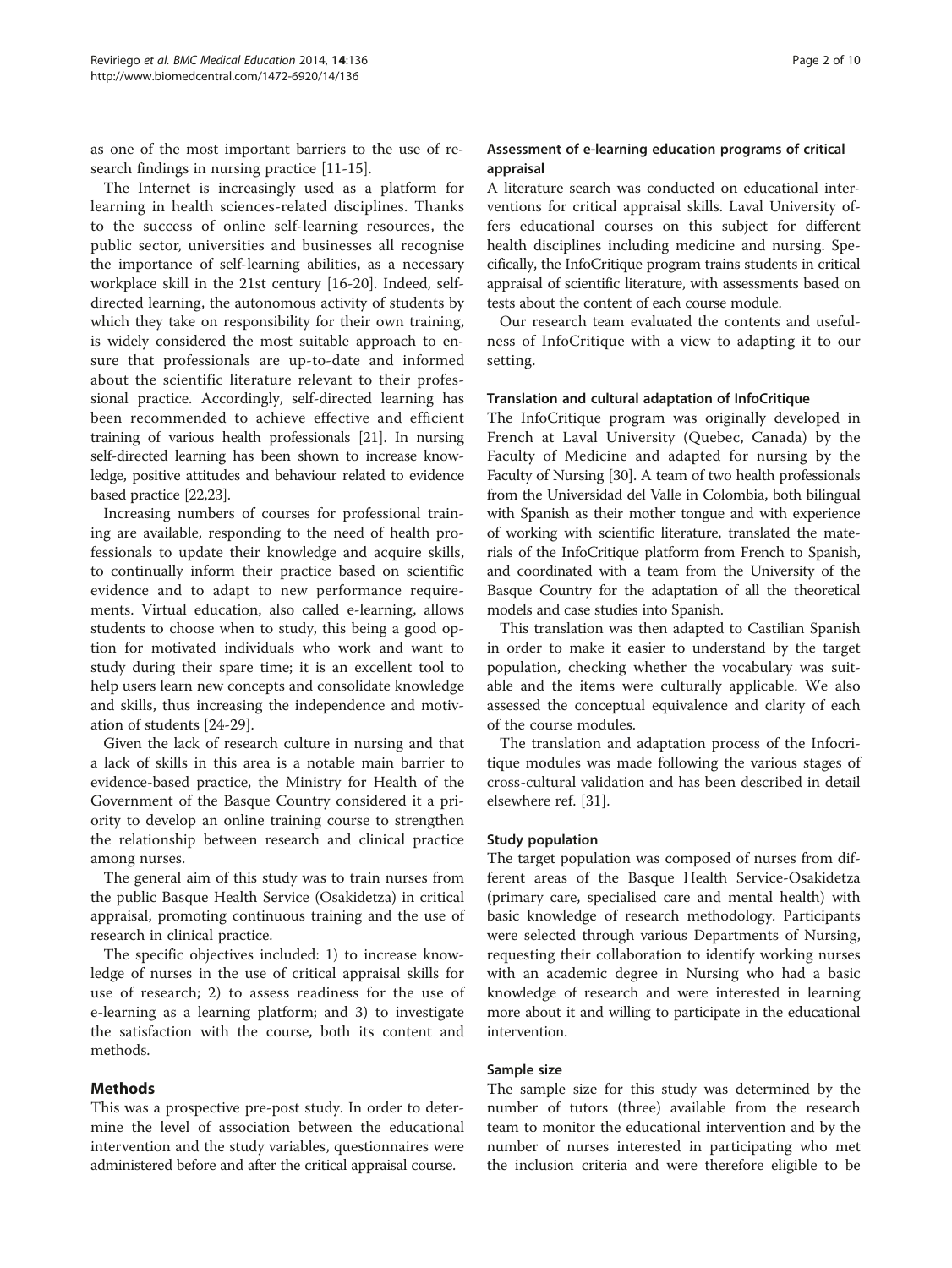as one of the most important barriers to the use of research findings in nursing practice [11-15].

The Internet is increasingly used as a platform for learning in health sciences-related disciplines. Thanks to the success of online self-learning resources, the public sector, universities and businesses all recognise the importance of self-learning abilities, as a necessary workplace skill in the 21st century [16-20]. Indeed, self-directed learning, the autonomous activity of students by which they take on responsibility for their own training, is widely considered the most suitable approach to ensure that professionals are up-to-date and informed about the scientific literature relevant to their professional practice. Accordingly, self-directed learning has been recommended to achieve effective and efficient training of various health professionals [21]. In nursing self-directed learning has been shown to increase knowledge, positive attitudes and behaviour related to evidence based practice [22,23].

Increasing numbers of courses for professional training are available, responding to the need of health professionals to update their knowledge and acquire skills, to continually inform their practice based on scientific evidence and to adapt to new performance requirements. Virtual education, also called e-learning, allows students to choose when to study, this being a good option for motivated individuals who work and want to study during their spare time; it is an excellent tool to help users learn new concepts and consolidate knowledge and skills, thus increasing the independence and motivation of students [24-29].

Given the lack of research culture in nursing and that a lack of skills in this area is a notable main barrier to evidence-based practice, the Ministry for Health of the Government of the Basque Country considered it a priority to develop an online training course to strengthen the relationship between research and clinical practice among nurses.

The general aim of this study was to train nurses from the public Basque Health Service (Osakidetza) in critical appraisal, promoting continuous training and the use of research in clinical practice.

The specific objectives included: 1) to increase knowledge of nurses in the use of critical appraisal skills for use of research; 2) to assess readiness for the use of e-learning as a learning platform; and 3) to investigate the satisfaction with the course, both its content and methods.

## Methods

This was a prospective pre-post study. In order to determine the level of association between the educational intervention and the study variables, questionnaires were administered before and after the critical appraisal course.

### Assessment of e-learning education programs of critical appraisal

A literature search was conducted on educational interventions for critical appraisal skills. Laval University offers educational courses on this subject for different health disciplines including medicine and nursing. Specifically, the InfoCritique program trains students in critical appraisal of scientific literature, with assessments based on tests about the content of each course module.

Our research team evaluated the contents and usefulness of InfoCritique with a view to adapting it to our setting.

#### Translation and cultural adaptation of InfoCritique

The InfoCritique program was originally developed in French at Laval University (Quebec, Canada) by the Faculty of Medicine and adapted for nursing by the Faculty of Nursing [30]. A team of two health professionals from the Universidad del Valle in Colombia, both bilingual with Spanish as their mother tongue and with experience of working with scientific literature, translated the materials of the InfoCritique platform from French to Spanish, and coordinated with a team from the University of the Basque Country for the adaptation of all the theoretical models and case studies into Spanish.

This translation was then adapted to Castilian Spanish in order to make it easier to understand by the target population, checking whether the vocabulary was suitable and the items were culturally applicable. We also assessed the conceptual equivalence and clarity of each of the course modules.

The translation and adaptation process of the Infocritique modules was made following the various stages of cross-cultural validation and has been described in detail elsewhere ref. [31].

#### Study population

The target population was composed of nurses from different areas of the Basque Health Service-Osakidetza (primary care, specialised care and mental health) with basic knowledge of research methodology. Participants were selected through various Departments of Nursing, requesting their collaboration to identify working nurses with an academic degree in Nursing who had a basic knowledge of research and were interested in learning more about it and willing to participate in the educational intervention.

#### Sample size

The sample size for this study was determined by the number of tutors (three) available from the research team to monitor the educational intervention and by the number of nurses interested in participating who met the inclusion criteria and were therefore eligible to be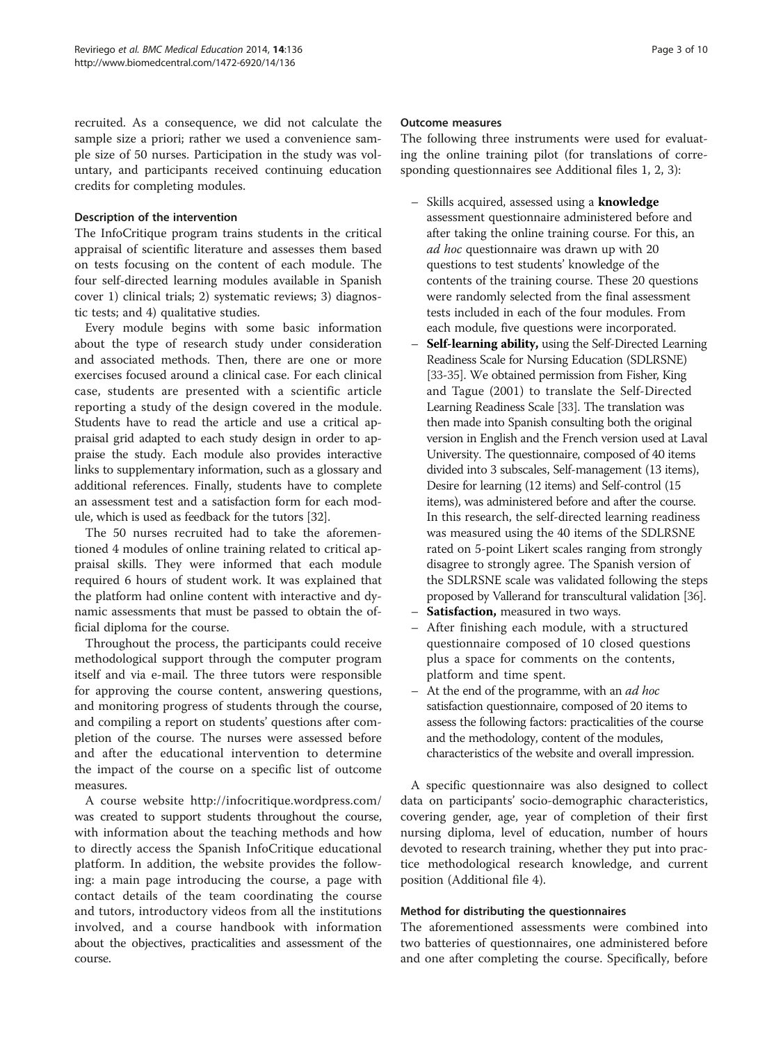recruited. As a consequence, we did not calculate the sample size a priori; rather we used a convenience sample size of 50 nurses. Participation in the study was voluntary, and participants received continuing education credits for completing modules.

### Description of the intervention

The InfoCritique program trains students in the critical appraisal of scientific literature and assesses them based on tests focusing on the content of each module. The four self-directed learning modules available in Spanish cover 1) clinical trials; 2) systematic reviews; 3) diagnostic tests; and 4) qualitative studies.

Every module begins with some basic information about the type of research study under consideration and associated methods. Then, there are one or more exercises focused around a clinical case. For each clinical case, students are presented with a scientific article reporting a study of the design covered in the module. Students have to read the article and use a critical appraisal grid adapted to each study design in order to appraise the study. Each module also provides interactive links to supplementary information, such as a glossary and additional references. Finally, students have to complete an assessment test and a satisfaction form for each module, which is used as feedback for the tutors [32].

The 50 nurses recruited had to take the aforementioned 4 modules of online training related to critical appraisal skills. They were informed that each module required 6 hours of student work. It was explained that the platform had online content with interactive and dynamic assessments that must be passed to obtain the official diploma for the course.

Throughout the process, the participants could receive methodological support through the computer program itself and via e-mail. The three tutors were responsible for approving the course content, answering questions, and monitoring progress of students through the course, and compiling a report on students' questions after completion of the course. The nurses were assessed before and after the educational intervention to determine the impact of the course on a specific list of outcome measures.

A course website http://infocritique.wordpress.com/ was created to support students throughout the course, with information about the teaching methods and how to directly access the Spanish InfoCritique educational platform. In addition, the website provides the following: a main page introducing the course, a page with contact details of the team coordinating the course and tutors, introductory videos from all the institutions involved, and a course handbook with information about the objectives, practicalities and assessment of the course.

### Outcome measures

The following three instruments were used for evaluating the online training pilot (for translations of corresponding questionnaires see Additional files 1, 2, 3):

- Skills acquired, assessed using a **knowledge** assessment questionnaire administered before and after taking the online training course. For this, an *ad hoc* questionnaire was drawn up with 20 questions to test students' knowledge of the contents of the training course. These 20 questions were randomly selected from the final assessment tests included in each of the four modules. From each module, five questions were incorporated.
- **Self-learning ability,** using the Self-Directed Learning Readiness Scale for Nursing Education (SDLRSNE) [33-35]. We obtained permission from Fisher, King and Tague (2001) to translate the Self-Directed Learning Readiness Scale [33]. The translation was then made into Spanish consulting both the original version in English and the French version used at Laval University. The questionnaire, composed of 40 items divided into 3 subscales, Self-management (13 items), Desire for learning (12 items) and Self-control (15 items), was administered before and after the course. In this research, the self-directed learning readiness was measured using the 40 items of the SDLRSNE rated on 5-point Likert scales ranging from strongly disagree to strongly agree. The Spanish version of the SDLRSNE scale was validated following the steps proposed by Vallerand for transcultural validation [36].
- **Satisfaction,** measured in two ways.
- After finishing each module, with a structured questionnaire composed of 10 closed questions plus a space for comments on the contents, platform and time spent.
- At the end of the programme, with an *ad hoc* satisfaction questionnaire, composed of 20 items to assess the following factors: practicalities of the course and the methodology, content of the modules, characteristics of the website and overall impression.

A specific questionnaire was also designed to collect data on participants' socio-demographic characteristics, covering gender, age, year of completion of their first nursing diploma, level of education, number of hours devoted to research training, whether they put into practice methodological research knowledge, and current position (Additional file 4).

### Method for distributing the questionnaires

The aforementioned assessments were combined into two batteries of questionnaires, one administered before and one after completing the course. Specifically, before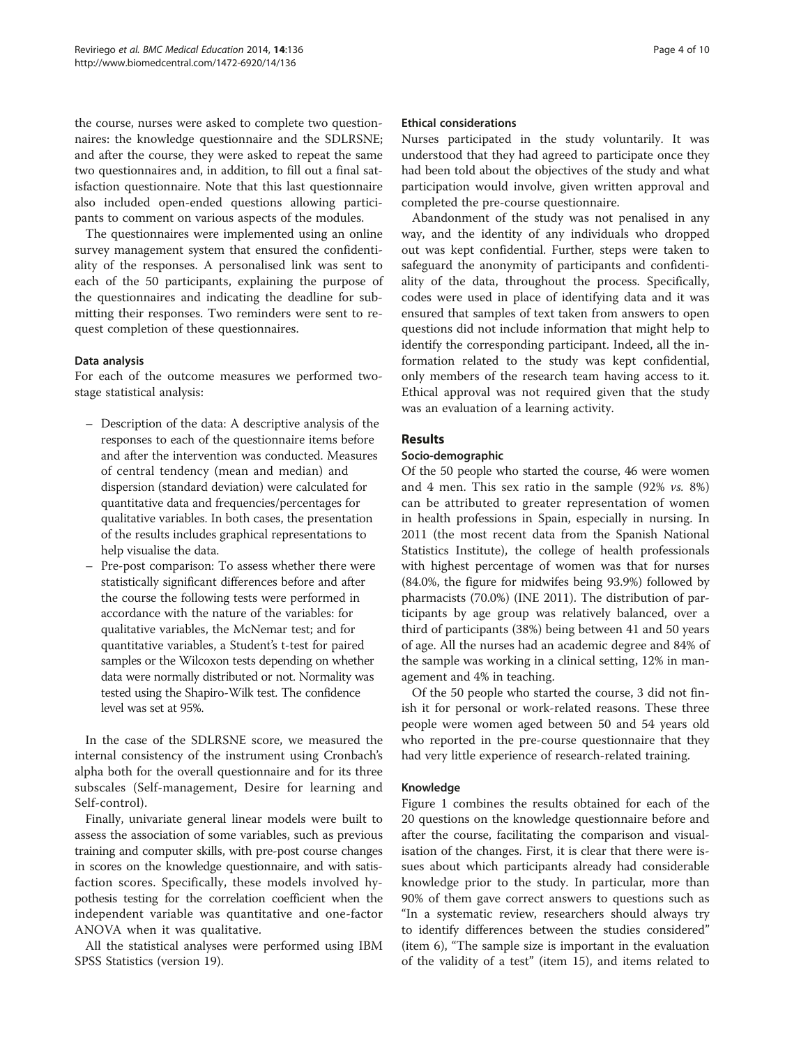the course, nurses were asked to complete two questionnaires: the knowledge questionnaire and the SDLRSNE; and after the course, they were asked to repeat the same two questionnaires and, in addition, to fill out a final satisfaction questionnaire. Note that this last questionnaire also included open-ended questions allowing participants to comment on various aspects of the modules.

The questionnaires were implemented using an online survey management system that ensured the confidentiality of the responses. A personalised link was sent to each of the 50 participants, explaining the purpose of the questionnaires and indicating the deadline for submitting their responses. Two reminders were sent to request completion of these questionnaires.

### Data analysis

For each of the outcome measures we performed two-stage statistical analysis:

- Description of the data: A descriptive analysis of the responses to each of the questionnaire items before and after the intervention was conducted. Measures of central tendency (mean and median) and dispersion (standard deviation) were calculated for quantitative data and frequencies/percentages for qualitative variables. In both cases, the presentation of the results includes graphical representations to help visualise the data.
- Pre-post comparison: To assess whether there were statistically significant differences before and after the course the following tests were performed in accordance with the nature of the variables: for qualitative variables, the McNemar test; and for quantitative variables, a Student's t-test for paired samples or the Wilcoxon tests depending on whether data were normally distributed or not. Normality was tested using the Shapiro-Wilk test. The confidence level was set at 95%.

In the case of the SDLRSNE score, we measured the internal consistency of the instrument using Cronbach's alpha both for the overall questionnaire and for its three subscales (Self-management, Desire for learning and Self-control).

Finally, univariate general linear models were built to assess the association of some variables, such as previous training and computer skills, with pre-post course changes in scores on the knowledge questionnaire, and with satisfaction scores. Specifically, these models involved hypothesis testing for the correlation coefficient when the independent variable was quantitative and one-factor ANOVA when it was qualitative.

All the statistical analyses were performed using IBM SPSS Statistics (version 19).

### Ethical considerations

Nurses participated in the study voluntarily. It was understood that they had agreed to participate once they had been told about the objectives of the study and what participation would involve, given written approval and completed the pre-course questionnaire.

Abandonment of the study was not penalised in any way, and the identity of any individuals who dropped out was kept confidential. Further, steps were taken to safeguard the anonymity of participants and confidentiality of the data, throughout the process. Specifically, codes were used in place of identifying data and it was ensured that samples of text taken from answers to open questions did not include information that might help to identify the corresponding participant. Indeed, all the information related to the study was kept confidential, only members of the research team having access to it. Ethical approval was not required given that the study was an evaluation of a learning activity.

## Results

### Socio-demographic

Of the 50 people who started the course, 46 were women and 4 men. This sex ratio in the sample (92% *vs.* 8%) can be attributed to greater representation of women in health professions in Spain, especially in nursing. In 2011 (the most recent data from the Spanish National Statistics Institute), the college of health professionals with highest percentage of women was that for nurses (84.0%, the figure for midwifes being 93.9%) followed by pharmacists (70.0%) (INE 2011). The distribution of participants by age group was relatively balanced, over a third of participants (38%) being between 41 and 50 years of age. All the nurses had an academic degree and 84% of the sample was working in a clinical setting, 12% in management and 4% in teaching.

Of the 50 people who started the course, 3 did not finish it for personal or work-related reasons. These three people were women aged between 50 and 54 years old who reported in the pre-course questionnaire that they had very little experience of research-related training.

### Knowledge

Figure 1 combines the results obtained for each of the 20 questions on the knowledge questionnaire before and after the course, facilitating the comparison and visualisation of the changes. First, it is clear that there were issues about which participants already had considerable knowledge prior to the study. In particular, more than 90% of them gave correct answers to questions such as "In a systematic review, researchers should always try to identify differences between the studies considered" (item 6), "The sample size is important in the evaluation of the validity of a test" (item 15), and items related to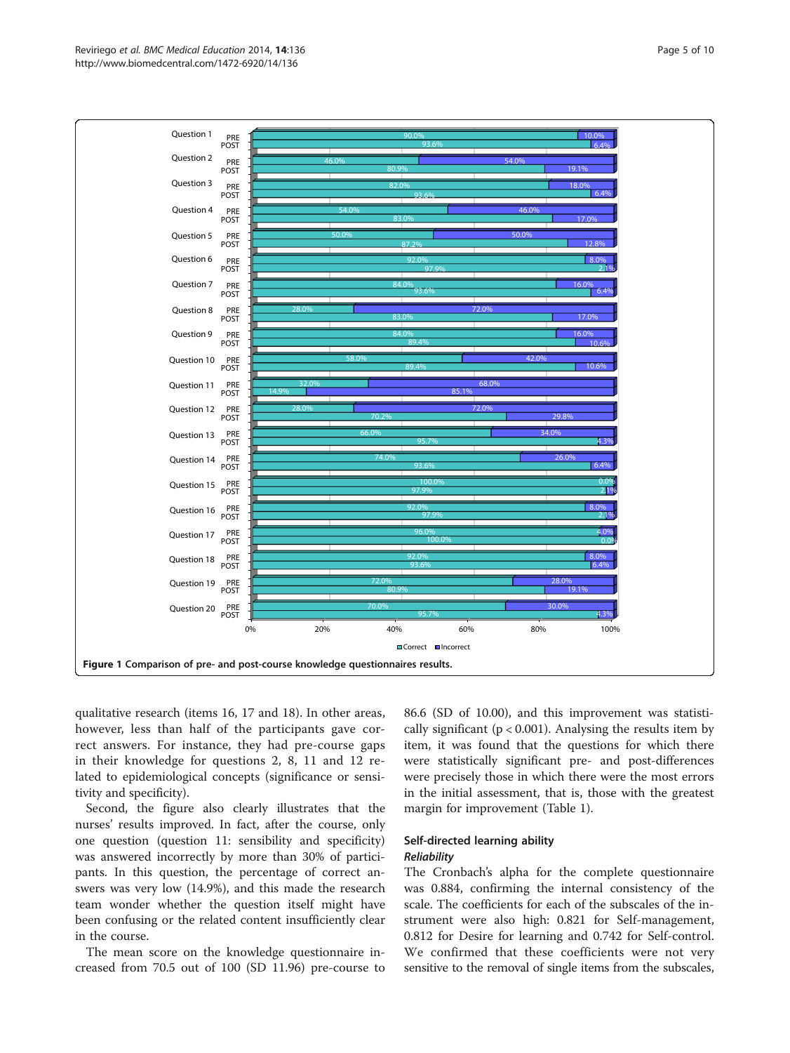Figure 1 Comparison of pre- and post-course knowledge questionnaires results.

qualitative research (items 16, 17 and 18). In other areas, however, less than half of the participants gave correct answers. For instance, they had pre-course gaps in their knowledge for questions 2, 8, 11 and 12 related to epidemiological concepts (significance or sensitivity and specificity).

Second, the figure also clearly illustrates that the nurses' results improved. In fact, after the course, only one question (question 11: sensibility and specificity) was answered incorrectly by more than 30% of participants. In this question, the percentage of correct answers was very low (14.9%), and this made the research team wonder whether the question itself might have been confusing or the related content insufficiently clear in the course.

The mean score on the knowledge questionnaire increased from 70.5 out of 100 (SD 11.96) pre-course to 86.6 (SD of 10.00), and this improvement was statistically significant ($p < 0.001$). Analysing the results item by item, it was found that the questions for which there were statistically significant pre- and post-differences were precisely those in which there were the most errors in the initial assessment, that is, those with the greatest margin for improvement (Table 1).

## Self-directed learning ability

### *Reliability*

The Cronbach's alpha for the complete questionnaire was 0.884, confirming the internal consistency of the scale. The coefficients for each of the subscales of the instrument were also high: 0.821 for Self-management, 0.812 for Desire for learning and 0.742 for Self-control. We confirmed that these coefficients were not very sensitive to the removal of single items from the subscales,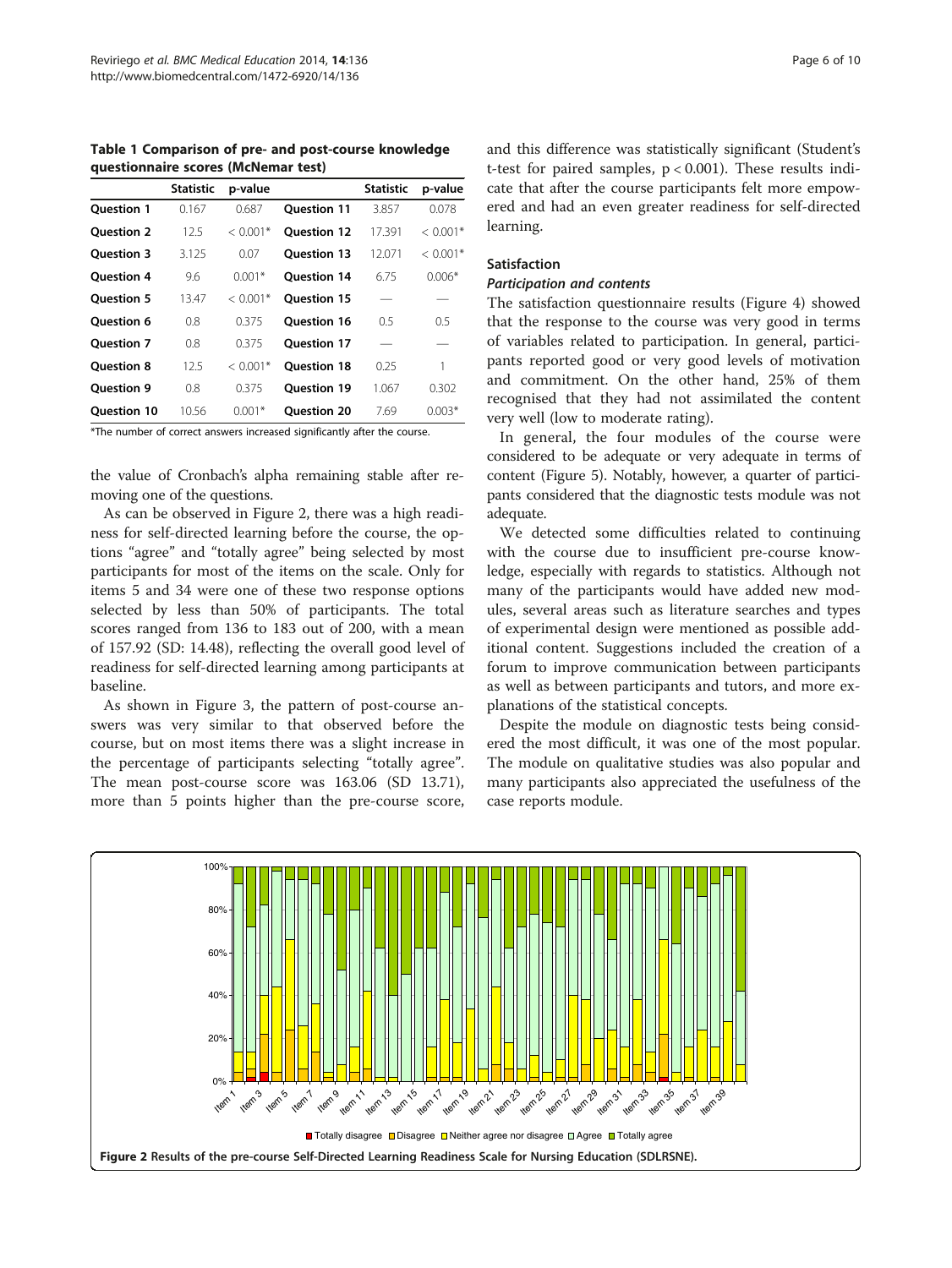**Table 1 Comparison of pre- and post-course knowledge questionnaire scores (McNemar test)**

| | Statistic | p-value | | Statistic | p-value |
|---|---|---|---|---|---|
| **Question 1** | 0.167 | 0.687 | **Question 11** | 3.857 | 0.078 |
| **Question 2** | 12.5 | < 0.001* | **Question 12** | 17.391 | < 0.001* |
| **Question 3** | 3.125 | 0.07 | **Question 13** | 12.071 | < 0.001* |
| **Question 4** | 9.6 | 0.001* | **Question 14** | 6.75 | 0.006* |
| **Question 5** | 13.47 | < 0.001* | **Question 15** | — | — |
| **Question 6** | 0.8 | 0.375 | **Question 16** | 0.5 | 0.5 |
| **Question 7** | 0.8 | 0.375 | **Question 17** | — | — |
| **Question 8** | 12.5 | < 0.001* | **Question 18** | 0.25 | 1 |
| **Question 9** | 0.8 | 0.375 | **Question 19** | 1.067 | 0.302 |
| **Question 10** | 10.56 | 0.001* | **Question 20** | 7.69 | 0.003* |

*The number of correct answers increased significantly after the course.

the value of Cronbach's alpha remaining stable after removing one of the questions.

As can be observed in Figure 2, there was a high readiness for self-directed learning before the course, the options "agree" and "totally agree" being selected by most participants for most of the items on the scale. Only for items 5 and 34 were one of these two response options selected by less than 50% of participants. The total scores ranged from 136 to 183 out of 200, with a mean of 157.92 (SD: 14.48), reflecting the overall good level of readiness for self-directed learning among participants at baseline.

As shown in Figure 3, the pattern of post-course answers was very similar to that observed before the course, but on most items there was a slight increase in the percentage of participants selecting "totally agree". The mean post-course score was 163.06 (SD 13.71), more than 5 points higher than the pre-course score, and this difference was statistically significant (Student's t-test for paired samples, $p < 0.001$). These results indicate that after the course participants felt more empowered and had an even greater readiness for self-directed learning.

## Satisfaction

### *Participation and contents*

The satisfaction questionnaire results (Figure 4) showed that the response to the course was very good in terms of variables related to participation. In general, participants reported good or very good levels of motivation and commitment. On the other hand, 25% of them recognised that they had not assimilated the content very well (low to moderate rating).

In general, the four modules of the course were considered to be adequate or very adequate in terms of content (Figure 5). Notably, however, a quarter of participants considered that the diagnostic tests module was not adequate.

We detected some difficulties related to continuing with the course due to insufficient pre-course knowledge, especially with regards to statistics. Although not many of the participants would have added new modules, several areas such as literature searches and types of experimental design were mentioned as possible additional content. Suggestions included the creation of a forum to improve communication between participants as well as between participants and tutors, and more explanations of the statistical concepts.

Despite the module on diagnostic tests being considered the most difficult, it was one of the most popular. The module on qualitative studies was also popular and many participants also appreciated the usefulness of the case reports module.

**Figure 2** Results of the pre-course Self-Directed Learning Readiness Scale for Nursing Education (SDLRSNE).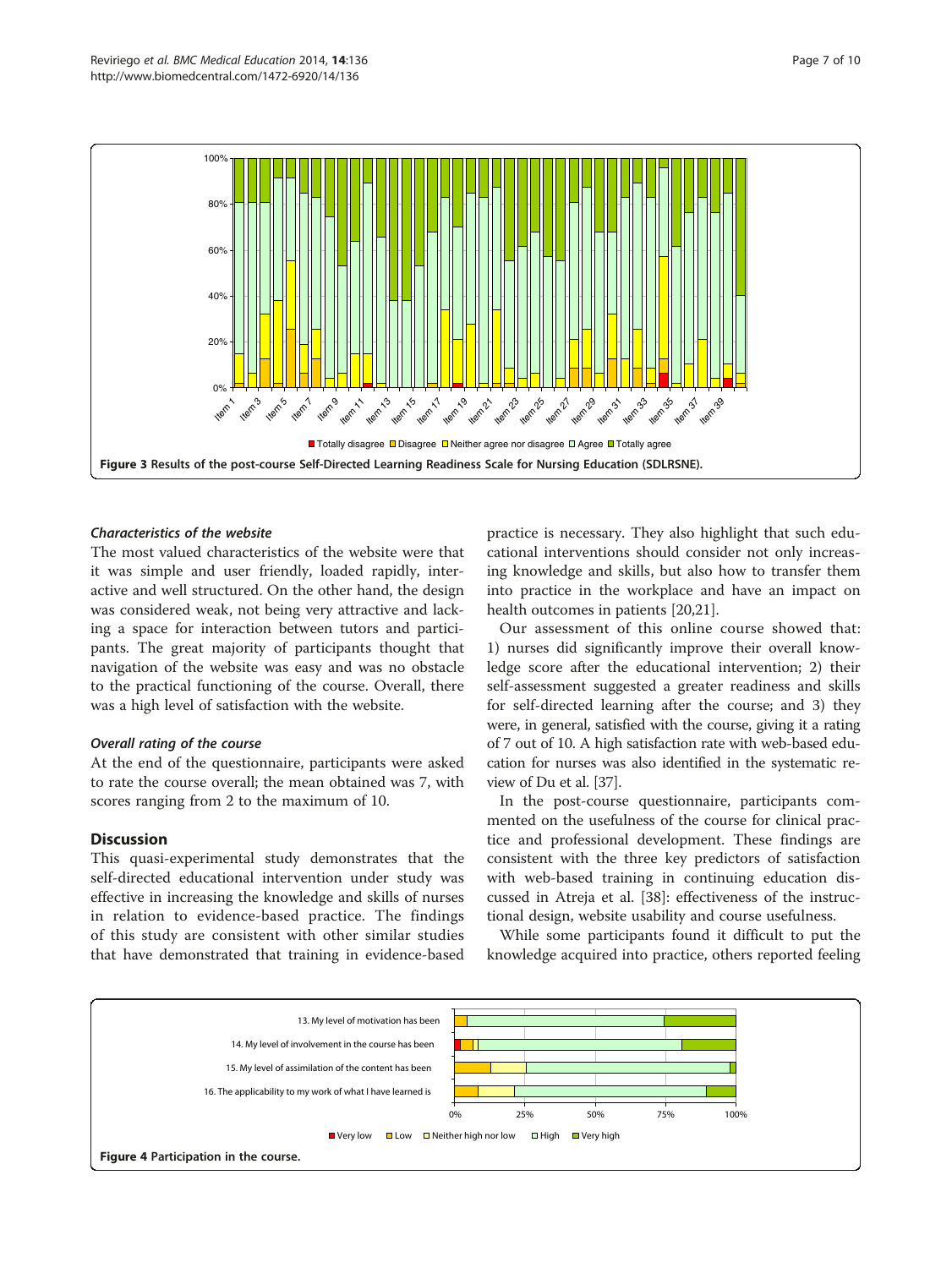Figure 3 Results of the post-course Self-Directed Learning Readiness Scale for Nursing Education (SDLRSNE).

#### *Characteristics of the website*

The most valued characteristics of the website were that it was simple and user friendly, loaded rapidly, interactive and well structured. On the other hand, the design was considered weak, not being very attractive and lacking a space for interaction between tutors and participants. The great majority of participants thought that navigation of the website was easy and was no obstacle to the practical functioning of the course. Overall, there was a high level of satisfaction with the website.

#### *Overall rating of the course*

At the end of the questionnaire, participants were asked to rate the course overall; the mean obtained was 7, with scores ranging from 2 to the maximum of 10.

## Discussion

This quasi-experimental study demonstrates that the self-directed educational intervention under study was effective in increasing the knowledge and skills of nurses in relation to evidence-based practice. The findings of this study are consistent with other similar studies that have demonstrated that training in evidence-based practice is necessary. They also highlight that such educational interventions should consider not only increasing knowledge and skills, but also how to transfer them into practice in the workplace and have an impact on health outcomes in patients [20,21].

Our assessment of this online course showed that: 1) nurses did significantly improve their overall knowledge score after the educational intervention; 2) their self-assessment suggested a greater readiness and skills for self-directed learning after the course; and 3) they were, in general, satisfied with the course, giving it a rating of 7 out of 10. A high satisfaction rate with web-based education for nurses was also identified in the systematic review of Du et al. [37].

In the post-course questionnaire, participants commented on the usefulness of the course for clinical practice and professional development. These findings are consistent with the three key predictors of satisfaction with web-based training in continuing education discussed in Atreja et al. [38]: effectiveness of the instructional design, website usability and course usefulness.

While some participants found it difficult to put the knowledge acquired into practice, others reported feeling

Figure 4 Participation in the course.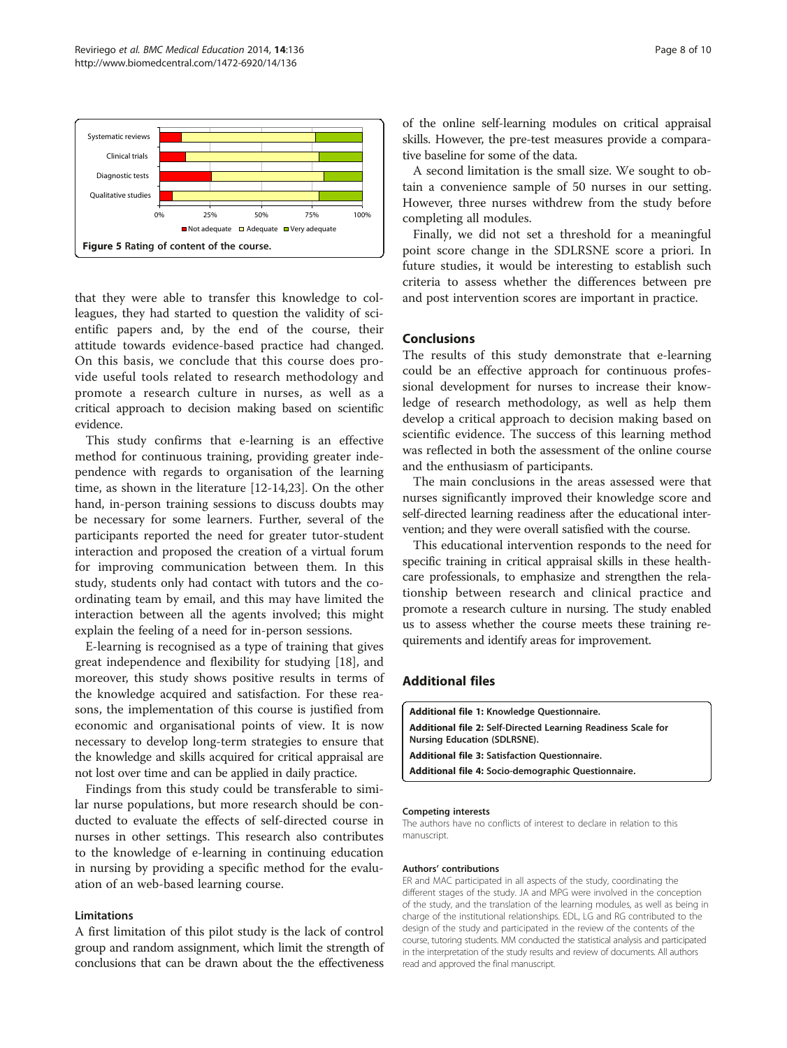Systematic reviews

Clinical trials

Diagnostic tests

Qualitative studies

0% 25% 50% 75% 100%

Not adequate Adequate Very adequate

**Figure 5** Rating of content of the course.

that they were able to transfer this knowledge to colleagues, they had started to question the validity of scientific papers and, by the end of the course, their attitude towards evidence-based practice had changed. On this basis, we conclude that this course does provide useful tools related to research methodology and promote a research culture in nurses, as well as a critical approach to decision making based on scientific evidence.

This study confirms that e-learning is an effective method for continuous training, providing greater independence with regards to organisation of the learning time, as shown in the literature [12-14,23]. On the other hand, in-person training sessions to discuss doubts may be necessary for some learners. Further, several of the participants reported the need for greater tutor-student interaction and proposed the creation of a virtual forum for improving communication between them. In this study, students only had contact with tutors and the coordinating team by email, and this may have limited the interaction between all the agents involved; this might explain the feeling of a need for in-person sessions.

E-learning is recognised as a type of training that gives great independence and flexibility for studying [18], and moreover, this study shows positive results in terms of the knowledge acquired and satisfaction. For these reasons, the implementation of this course is justified from economic and organisational points of view. It is now necessary to develop long-term strategies to ensure that the knowledge and skills acquired for critical appraisal are not lost over time and can be applied in daily practice.

Findings from this study could be transferable to similar nurse populations, but more research should be conducted to evaluate the effects of self-directed course in nurses in other settings. This research also contributes to the knowledge of e-learning in continuing education in nursing by providing a specific method for the evaluation of an web-based learning course.

### Limitations

A first limitation of this pilot study is the lack of control group and random assignment, which limit the strength of conclusions that can be drawn about the the effectiveness of the online self-learning modules on critical appraisal skills. However, the pre-test measures provide a comparative baseline for some of the data.

A second limitation is the small size. We sought to obtain a convenience sample of 50 nurses in our setting. However, three nurses withdrew from the study before completing all modules.

Finally, we did not set a threshold for a meaningful point score change in the SDLRSNE score a priori. In future studies, it would be interesting to establish such criteria to assess whether the differences between pre and post intervention scores are important in practice.

## Conclusions

The results of this study demonstrate that e-learning could be an effective approach for continuous professional development for nurses to increase their knowledge of research methodology, as well as help them develop a critical approach to decision making based on scientific evidence. The success of this learning method was reflected in both the assessment of the online course and the enthusiasm of participants.

The main conclusions in the areas assessed were that nurses significantly improved their knowledge score and self-directed learning readiness after the educational intervention; and they were overall satisfied with the course.

This educational intervention responds to the need for specific training in critical appraisal skills in these healthcare professionals, to emphasize and strengthen the relationship between research and clinical practice and promote a research culture in nursing. The study enabled us to assess whether the course meets these training requirements and identify areas for improvement.

## Additional files

**Additional file 1:** Knowledge Questionnaire.

**Additional file 2:** Self-Directed Learning Readiness Scale for Nursing Education (SDLRSNE).

**Additional file 3:** Satisfaction Questionnaire.

**Additional file 4:** Socio-demographic Questionnaire.

#### Competing interests

The authors have no conflicts of interest to declare in relation to this manuscript.

#### Authors' contributions

ER and MAC participated in all aspects of the study, coordinating the different stages of the study. JA and MPG were involved in the conception of the study, and the translation of the learning modules, as well as being in charge of the institutional relationships. EDL, LG and RG contributed to the design of the study and participated in the review of the contents of the course, tutoring students. MM conducted the statistical analysis and participated in the interpretation of the study results and review of documents. All authors read and approved the final manuscript.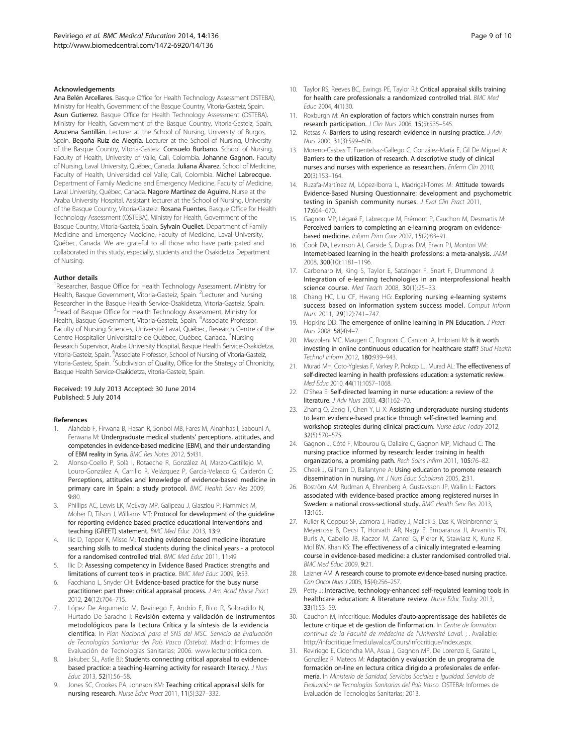#### Acknowledgements

**Ana Belén Arcellares.** Basque Office for Health Technology Assessment OSTEBA), Ministry for Health, Government of the Basque Country, Vitoria-Gasteiz, Spain. **Asun Gutierrez.** Basque Office for Health Technology Assessment (OSTEBA). Ministry for Health, Government of the Basque Country, Vitoria-Gasteiz, Spain. **Azucena Santillán.** Lecturer at the School of Nursing, University of Burgos, Spain. **Begoña Ruiz de Alegría.** Lecturer at the School of Nursing, University of the Basque Country, Vitoria-Gasteiz. **Consuelo Burbano.** School of Nursing, Faculty of Health, University of Valle, Cali, Colombia. **Johanne Gagnon.** Faculty of Nursing, Laval University, Québec, Canada. **Juliana Álvarez.** School of Medicine, Faculty of Health, Universidad del Valle, Cali, Colombia. **Michel Labrecque.** Department of Family Medicine and Emergency Medicine, Faculty of Medicine, Laval University, Québec, Canada. **Nagore Martínez de Aguirre.** Nurse at the Araba University Hospital. Assistant lecturer at the School of Nursing, University of the Basque Country, Vitoria-Gasteiz. **Rosana Fuentes.** Basque Office for Health Technology Assessment (OSTEBA), Ministry for Health, Government of the Basque Country, Vitoria-Gasteiz, Spain. **Sylvain Ouellet.** Department of Family Medicine and Emergency Medicine, Faculty of Medicine, Laval University, Québec, Canada. We are grateful to all those who have participated and collaborated in this study, especially, students and the Osakidetza Department of Nursing.

#### Author details

[1]Researcher, Basque Office for Health Technology Assessment, Ministry for Health, Basque Government, Vitoria-Gasteiz, Spain. [2]Lecturer and Nursing Researcher in the Basque Health Service-Osakidetza, Vitoria-Gasteiz, Spain. [3]Head of Basque Office for Health Technology Assessment, Ministry for Health, Basque Government, Vitoria-Gasteiz, Spain. [4]Associate Professor. Faculty of Nursing Sciences, Université Laval, Québec, Research Centre of the Centre Hospitalier Universitaire de Québec, Québec, Canada. [5]Nursing Research Supervisor, Araba University Hospital, Basque Health Service-Osakidetza, Vitoria-Gasteiz, Spain. [6]Associate Professor, School of Nursing of Vitoria-Gasteiz, Vitoria-Gasteiz, Spain. [7]Subdivision of Quality, Office for the Strategy of Chronicity, Basque Health Service-Osakidetza, Vitoria-Gasteiz, Spain.

Received: 19 July 2013 Accepted: 30 June 2014
Published: 5 July 2014

#### References

1. Alahdab F, Firwana B, Hasan R, Sonbol MB, Fares M, Alnahhas I, Sabouni A, Ferwana M: **Undergraduate medical students' perceptions, attitudes, and competencies in evidence-based medicine (EBM), and their understanding of EBM reality in Syria.** *BMC Res Notes* 2012, **5:**431.
2. Alonso-Coello P, Solà I, Rotaeche R, González AI, Marzo-Castillejo M, Louro-González A, Carrillo R, Velázquez P, García-Velasco G, Calderón C: **Perceptions, attitudes and knowledge of evidence-based medicine in primary care in Spain: a study protocol.** *BMC Health Serv Res* 2009, **9:**80.
3. Phillips AC, Lewis LK, McEvoy MP, Galipeau J, Glasziou P, Hammick M, Moher D, Tilson J, Williams MT: **Protocol for development of the guideline for reporting evidence based practice educational interventions and teaching (GREET) statement.** *BMC Med Educ* 2013, **13:**9.
4. Ilic D, Tepper K, Misso M: **Teaching evidence based medicine literature searching skills to medical students during the clinical years - a protocol for a randomised controlled trial.** *BMC Med Educ* 2011, **11:**49.
5. Ilic D: **Assessing competency in Evidence Based Practice: strengths and limitations of current tools in practice.** *BMC Med Educ* 2009, **9:**53.
6. Facchiano L, Snyder CH: **Evidence-based practice for the busy nurse practitioner: part three: critical appraisal process.** *J Am Acad Nurse Pract* 2012, **24**(12):704–715.
7. López De Argumedo M, Reviriego E, Andrío E, Rico R, Sobradillo N, Hurtado De Saracho I: **Revisión externa y validación de instrumentos metodológicos para la Lectura Crítica y la síntesis de la evidencia científica.** In *Plan Nacional para el SNS del MSC. Servicio de Evaluación de Tecnologías Sanitarias del País Vasco (Osteba).* Madrid: Informes de Evaluación de Tecnologías Sanitarias; 2006. www.lecturacritica.com.
8. Jakubec SL, Astle BJ: **Students connecting critical appraisal to evidence-based practice: a teaching-learning activity for research literacy.** *J Nurs Educ* 2013, **52**(1):56–58.
9. Jones SC, Crookes PA, Johnson KM: **Teaching critical appraisal skills for nursing research.** *Nurse Educ Pract* 2011, **11**(5):327–332.
10. Taylor RS, Reeves BC, Ewings PE, Taylor RJ: **Critical appraisal skills training for health care professionals: a randomized controlled trial.** *BMC Med Educ* 2004, **4**(1):30.
11. Roxburgh M: **An exploration of factors which constrain nurses from research participation.** *J Clin Nurs* 2006, **15**(5):535–545.
12. Retsas A: **Barriers to using research evidence in nursing practice.** *J Adv Nurs* 2000, **31**(3):599–606.
13. Moreno-Casbas T, Fuentelsaz-Gallego C, González-María E, Gil De Miguel A: **Barriers to the utilization of research. A descriptive study of clinical nurses and nurses with experience as researchers.** *Enferm Clin* 2010, **20**(3):153–164.
14. Ruzafa-Martínez M, López-Iborra L, Madrigal-Torres M: **Attitude towards Evidence-Based Nursing Questionnaire: development and psychometric testing in Spanish community nurses.** *J Eval Clin Pract* 2011, **17:**664–670.
15. Gagnon MP, Légaré F, Labrecque M, Frémont P, Cauchon M, Desmartis M: **Perceived barriers to completing an e-learning program on evidence-based medicine.** *Inform Prim Care* 2007, **15**(2):83–91.
16. Cook DA, Levinson AJ, Garside S, Dupras DM, Erwin PJ, Montori VM: **Internet-based learning in the health professions: a meta-analysis.** *JAMA* 2008, **300**(10):1181–1196.
17. Carbonaro M, King S, Taylor E, Satzinger F, Snart F, Drummond J: **Integration of e-learning technologies in an interprofessional health science course.** *Med Teach* 2008, **30**(1):25–33.
18. Chang HC, Liu CF, Hwang HG: **Exploring nursing e-learning systems success based on information system success model.** *Comput Inform Nurs* 2011, **29**(12):741–747.
19. Hopkins DD: **The emergence of online learning in PN Education.** *J Pract Nurs* 2008, **58**(4):4–7.
20. Mazzoleni MC, Maugeri C, Rognoni C, Cantoni A, Imbriani M: **Is it worth investing in online continuous education for healthcare staff?** *Stud Health Technol Inform* 2012, **180:**939–943.
21. Murad MH, Coto-Yglesias F, Varkey P, Prokop LJ, Murad AL: **The effectiveness of self-directed learning in health professions education: a systematic review.** *Med Educ* 2010, **44**(11):1057–1068.
22. O'Shea E: **Self-directed learning in nurse education: a review of the literature.** *J Adv Nurs* 2003, **43**(1):62–70.
23. Zhang Q, Zeng T, Chen Y, Li X: **Assisting undergraduate nursing students to learn evidence-based practice through self-directed learning and workshop strategies during clinical practicum.** *Nurse Educ Today* 2012, **32**(5):570–575.
24. Gagnon J, Côté F, Mbourou G, Dallaire C, Gagnon MP, Michaud C: **The nursing practice informed by research: leader training in health organizations, a promising path.** *Rech Soins Infirm* 2011, **105:**76–82.
25. Cheek J, Gillham D, Ballantyne A: **Using education to promote research dissemination in nursing.** *Int J Nurs Educ Scholarsh* 2005, **2:**31.
26. Boström AM, Rudman A, Ehrenberg A, Gustavsson JP, Wallin L: **Factors associated with evidence-based practice among registered nurses in Sweden: a national cross-sectional study.** *BMC Health Serv Res* 2013, **13:**165.
27. Kulier R, Coppus SF, Zamora J, Hadley J, Malick S, Das K, Weinbrenner S, Meyerrose B, Decsi T, Horvath AR, Nagy E, Emparanza JI, Arvanitis TN, Burls A, Cabello JB, Kaczor M, Zanrei G, Pierer K, Stawiarz K, Kunz R, Mol BW, Khan KS: **The effectiveness of a clinically integrated e-learning course in evidence-based medicine: a cluster randomised controlled trial.** *BMC Med Educ* 2009, **9:**21.
28. Laizner AM: **A research course to promote evidence-based nursing practice.** *Can Oncol Nurs J* 2005, **15**(4):256–257.
29. Petty J: **Interactive, technology-enhanced self-regulated learning tools in healthcare education: A literature review.** *Nurse Educ Today* 2013, **33**(1):53–59.
30. Cauchon M, Infocritique: **Modules d'auto-apprentissage des habiletés de lecture critique et de gestion de l'information.** In *Centre de formation continue de la Faculté de médecine de l'Université Laval.* ; . Available: http://infocritique.fmed.ulaval.ca/Cours/infocritique/index.aspx.
31. Reviriego E, Cidoncha MA, Asua J, Gagnon MP, De Lorenzo E, Garate L, González R, Mateos M: **Adaptación y evaluación de un programa de formación on-line en lectura crítica dirigido a profesionales de enfermería.** In *Ministerio de Sanidad, Servicios Sociales e Igualdad. Servicio de Evaluación de Tecnologías Sanitarias del País Vasco.* OSTEBA: Informes de Evaluación de Tecnologías Sanitarias; 2013.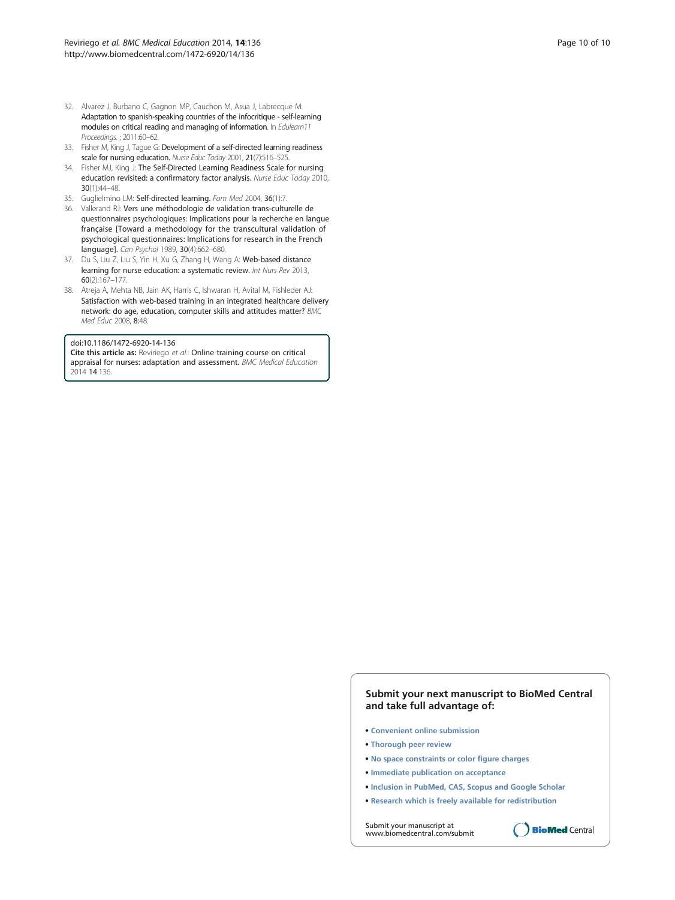32. Alvarez J, Burbano C, Gagnon MP, Cauchon M, Asua J, Labrecque M: Adaptation to spanish-speaking countries of the infocritique - self-learning modules on critical reading and managing of information. In *Edulearn11 Proceedings.* ; 2011:60–62.
33. Fisher M, King J, Tague G: Development of a self-directed learning readiness scale for nursing education. *Nurse Educ Today* 2001, **21**(7):516–525.
34. Fisher MJ, King J: The Self-Directed Learning Readiness Scale for nursing education revisited: a confirmatory factor analysis. *Nurse Educ Today* 2010, **30**(1):44–48.
35. Guglielmino LM: Self-directed learning. *Fam Med* 2004, **36**(1):7.
36. Vallerand RJ: Vers une méthodologie de validation trans-culturelle de questionnaires psychologiques: Implications pour la recherche en langue française [Toward a methodology for the transcultural validation of psychological questionnaires: Implications for research in the French language]. *Can Psychol* 1989, **30**(4):662–680.
37. Du S, Liu Z, Liu S, Yin H, Xu G, Zhang H, Wang A: Web-based distance learning for nurse education: a systematic review. *Int Nurs Rev* 2013, **60**(2):167–177.
38. Atreja A, Mehta NB, Jain AK, Harris C, Ishwaran H, Avital M, Fishleder AJ: Satisfaction with web-based training in an integrated healthcare delivery network: do age, education, computer skills and attitudes matter? *BMC Med Educ* 2008, **8**:48.

doi:10.1186/1472-6920-14-136

**Cite this article as:** Reviriego *et al.*: Online training course on critical appraisal for nurses: adaptation and assessment. *BMC Medical Education* 2014 **14**:136.

**Submit your next manuscript to BioMed Central and take full advantage of:**

- **Convenient online submission**
- **Thorough peer review**
- **No space constraints or color figure charges**
- **Immediate publication on acceptance**
- **Inclusion in PubMed, CAS, Scopus and Google Scholar**
- **Research which is freely available for redistribution**

Submit your manuscript at www.biomedcentral.com/submit

BioMed Central